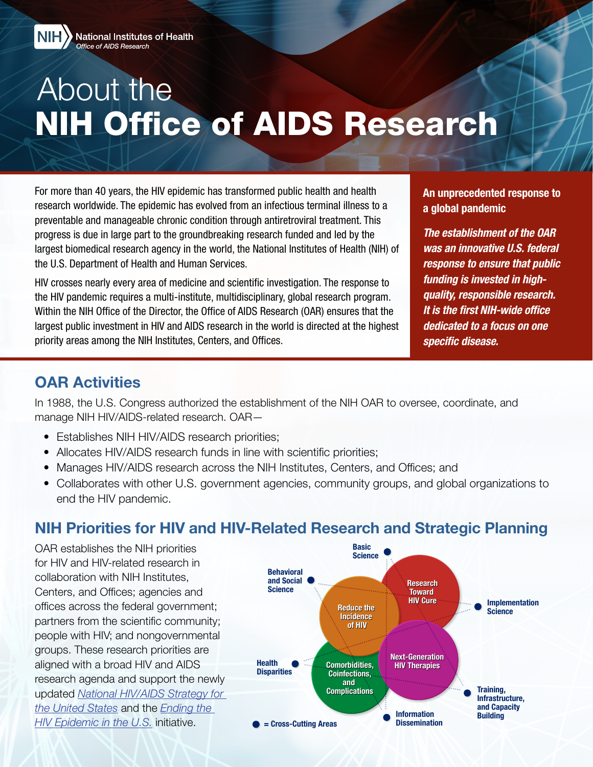National Institutes of Health
*Office of AIDS Research*

# About the NIH Office of AIDS Research

For more than 40 years, the HIV epidemic has transformed public health and health research worldwide. The epidemic has evolved from an infectious terminal illness to a preventable and manageable chronic condition through antiretroviral treatment. This progress is due in large part to the groundbreaking research funded and led by the largest biomedical research agency in the world, the National Institutes of Health (NIH) of the U.S. Department of Health and Human Services.

HIV crosses nearly every area of medicine and scientific investigation. The response to the HIV pandemic requires a multi-institute, multidisciplinary, global research program. Within the NIH Office of the Director, the Office of AIDS Research (OAR) ensures that the largest public investment in HIV and AIDS research in the world is directed at the highest priority areas among the NIH Institutes, Centers, and Offices.

**An unprecedented response to a global pandemic**

***The establishment of the OAR was an innovative U.S. federal response to ensure that public funding is invested in high-quality, responsible research. It is the first NIH-wide office dedicated to a focus on one specific disease.***

## OAR Activities

In 1988, the U.S. Congress authorized the establishment of the NIH OAR to oversee, coordinate, and manage NIH HIV/AIDS-related research. OAR—

- Establishes NIH HIV/AIDS research priorities;
- Allocates HIV/AIDS research funds in line with scientific priorities;
- Manages HIV/AIDS research across the NIH Institutes, Centers, and Offices; and
- Collaborates with other U.S. government agencies, community groups, and global organizations to end the HIV pandemic.

## NIH Priorities for HIV and HIV-Related Research and Strategic Planning

OAR establishes the NIH priorities for HIV and HIV-related research in collaboration with NIH Institutes, Centers, and Offices; agencies and offices across the federal government; partners from the scientific community; people with HIV; and nongovernmental groups. These research priorities are aligned with a broad HIV and AIDS research agenda and support the newly updated *National HIV/AIDS Strategy for the United States* and the *Ending the HIV Epidemic in the U.S.* initiative.

Research Toward HIV Cure
Reduce the Incidence of HIV
Next-Generation HIV Therapies
Comorbidities, Coinfections, and Complications

Basic Science
Behavioral and Social Science
Implementation Science
Health Disparities
Training, Infrastructure, and Capacity Building
Information Dissemination

● = Cross-Cutting Areas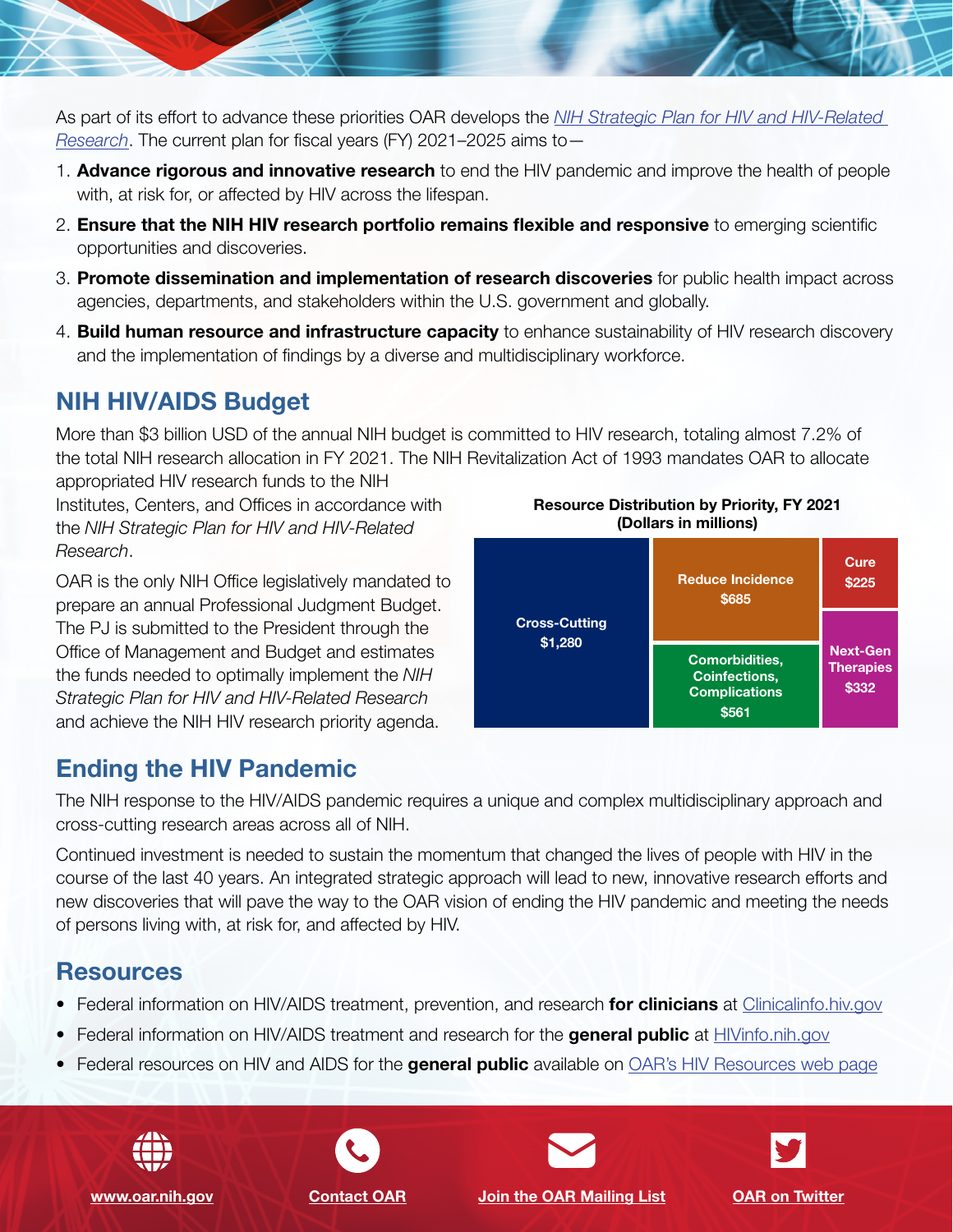As part of its effort to advance these priorities OAR develops the *NIH Strategic Plan for HIV and HIV-Related Research*. The current plan for fiscal years (FY) 2021–2025 aims to—

1. **Advance rigorous and innovative research** to end the HIV pandemic and improve the health of people with, at risk for, or affected by HIV across the lifespan.
2. **Ensure that the NIH HIV research portfolio remains flexible and responsive** to emerging scientific opportunities and discoveries.
3. **Promote dissemination and implementation of research discoveries** for public health impact across agencies, departments, and stakeholders within the U.S. government and globally.
4. **Build human resource and infrastructure capacity** to enhance sustainability of HIV research discovery and the implementation of findings by a diverse and multidisciplinary workforce.

## NIH HIV/AIDS Budget

More than $3 billion USD of the annual NIH budget is committed to HIV research, totaling almost 7.2% of the total NIH research allocation in FY 2021. The NIH Revitalization Act of 1993 mandates OAR to allocate appropriated HIV research funds to the NIH Institutes, Centers, and Offices in accordance with the *NIH Strategic Plan for HIV and HIV-Related Research*.

OAR is the only NIH Office legislatively mandated to prepare an annual Professional Judgment Budget. The PJ is submitted to the President through the Office of Management and Budget and estimates the funds needed to optimally implement the *NIH Strategic Plan for HIV and HIV-Related Research* and achieve the NIH HIV research priority agenda.

**Resource Distribution by Priority, FY 2021**
**(Dollars in millions)**

Cross-Cutting $1,280

Reduce Incidence $685

Comorbidities, Coinfections, Complications $561

Cure $225

Next-Gen Therapies $332

## Ending the HIV Pandemic

The NIH response to the HIV/AIDS pandemic requires a unique and complex multidisciplinary approach and cross-cutting research areas across all of NIH.

Continued investment is needed to sustain the momentum that changed the lives of people with HIV in the course of the last 40 years. An integrated strategic approach will lead to new, innovative research efforts and new discoveries that will pave the way to the OAR vision of ending the HIV pandemic and meeting the needs of persons living with, at risk for, and affected by HIV.

## Resources

- Federal information on HIV/AIDS treatment, prevention, and research **for clinicians** at Clinicalinfo.hiv.gov
- Federal information on HIV/AIDS treatment and research for the **general public** at HIVinfo.nih.gov
- Federal resources on HIV and AIDS for the **general public** available on OAR's HIV Resources web page

www.oar.nih.gov | Contact OAR | Join the OAR Mailing List | OAR on Twitter